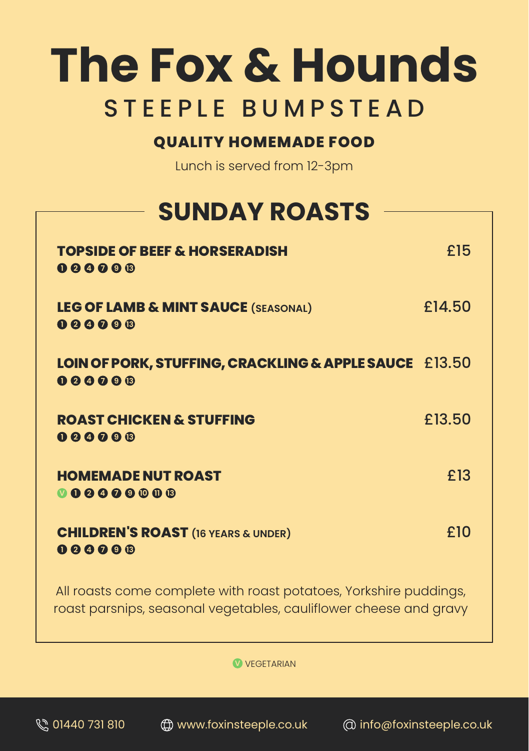# The Fox & Hounds

## STEEPLE BUMPSTEAD

### QUALITY HOMEMADE FOOD

Lunch is served from 12-3pm

## SUNDAY ROASTS

**TOPSIDE OF BEEF & HORSERADISH** — £15
1 2 4 7 9 13

**LEG OF LAMB & MINT SAUCE** (SEASONAL) — £14.50
1 2 4 7 9 13

**LOIN OF PORK, STUFFING, CRACKLING & APPLE SAUCE** — £13.50
1 2 4 7 9 13

**ROAST CHICKEN & STUFFING** — £13.50
1 2 4 7 9 13

**HOMEMADE NUT ROAST** — £13
V 1 2 4 7 9 10 11 13

**CHILDREN'S ROAST** (16 YEARS & UNDER) — £10
1 2 4 7 9 13

All roasts come complete with roast potatoes, Yorkshire puddings, roast parsnips, seasonal vegetables, cauliflower cheese and gravy

V VEGETARIAN

01440 731 810 | www.foxinsteeple.co.uk | info@foxinsteeple.co.uk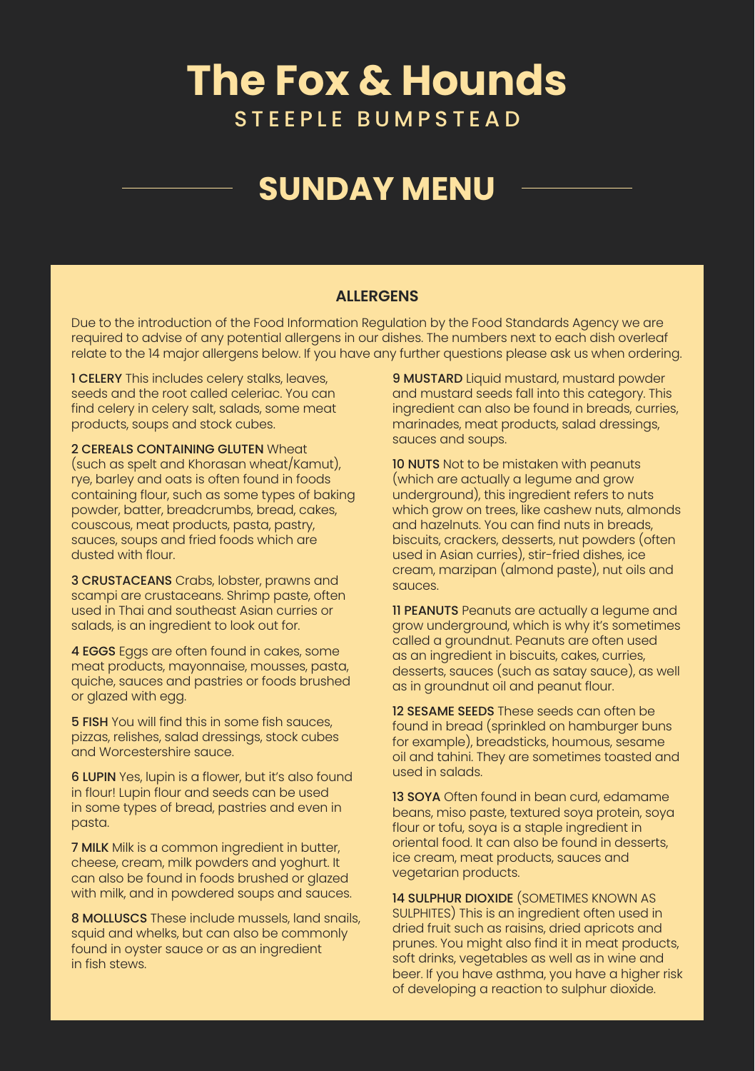# The Fox & Hounds

STEEPLE BUMPSTEAD

## SUNDAY MENU

### ALLERGENS

Due to the introduction of the Food Information Regulation by the Food Standards Agency we are required to advise of any potential allergens in our dishes. The numbers next to each dish overleaf relate to the 14 major allergens below. If you have any further questions please ask us when ordering.

**1 CELERY** This includes celery stalks, leaves, seeds and the root called celeriac. You can find celery in celery salt, salads, some meat products, soups and stock cubes.

**2 CEREALS CONTAINING GLUTEN** Wheat (such as spelt and Khorasan wheat/Kamut), rye, barley and oats is often found in foods containing flour, such as some types of baking powder, batter, breadcrumbs, bread, cakes, couscous, meat products, pasta, pastry, sauces, soups and fried foods which are dusted with flour.

**3 CRUSTACEANS** Crabs, lobster, prawns and scampi are crustaceans. Shrimp paste, often used in Thai and southeast Asian curries or salads, is an ingredient to look out for.

**4 EGGS** Eggs are often found in cakes, some meat products, mayonnaise, mousses, pasta, quiche, sauces and pastries or foods brushed or glazed with egg.

**5 FISH** You will find this in some fish sauces, pizzas, relishes, salad dressings, stock cubes and Worcestershire sauce.

**6 LUPIN** Yes, lupin is a flower, but it's also found in flour! Lupin flour and seeds can be used in some types of bread, pastries and even in pasta.

**7 MILK** Milk is a common ingredient in butter, cheese, cream, milk powders and yoghurt. It can also be found in foods brushed or glazed with milk, and in powdered soups and sauces.

**8 MOLLUSCS** These include mussels, land snails, squid and whelks, but can also be commonly found in oyster sauce or as an ingredient in fish stews.

**9 MUSTARD** Liquid mustard, mustard powder and mustard seeds fall into this category. This ingredient can also be found in breads, curries, marinades, meat products, salad dressings, sauces and soups.

**10 NUTS** Not to be mistaken with peanuts (which are actually a legume and grow underground), this ingredient refers to nuts which grow on trees, like cashew nuts, almonds and hazelnuts. You can find nuts in breads, biscuits, crackers, desserts, nut powders (often used in Asian curries), stir-fried dishes, ice cream, marzipan (almond paste), nut oils and sauces.

**11 PEANUTS** Peanuts are actually a legume and grow underground, which is why it's sometimes called a groundnut. Peanuts are often used as an ingredient in biscuits, cakes, curries, desserts, sauces (such as satay sauce), as well as in groundnut oil and peanut flour.

**12 SESAME SEEDS** These seeds can often be found in bread (sprinkled on hamburger buns for example), breadsticks, houmous, sesame oil and tahini. They are sometimes toasted and used in salads.

**13 SOYA** Often found in bean curd, edamame beans, miso paste, textured soya protein, soya flour or tofu, soya is a staple ingredient in oriental food. It can also be found in desserts, ice cream, meat products, sauces and vegetarian products.

**14 SULPHUR DIOXIDE** (SOMETIMES KNOWN AS SULPHITES) This is an ingredient often used in dried fruit such as raisins, dried apricots and prunes. You might also find it in meat products, soft drinks, vegetables as well as in wine and beer. If you have asthma, you have a higher risk of developing a reaction to sulphur dioxide.